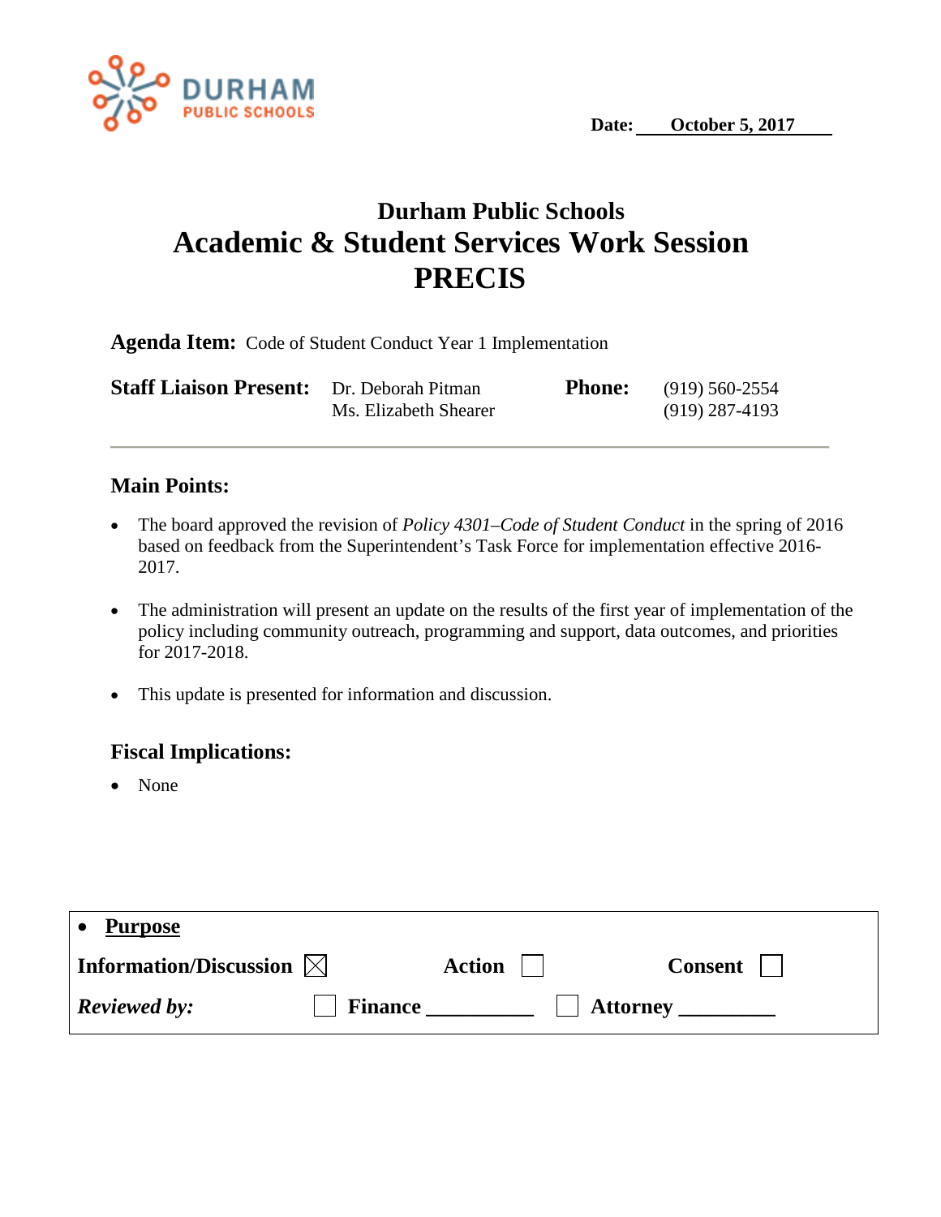DURHAM PUBLIC SCHOOLS

**Date: October 5, 2017**

# Durham Public Schools
# Academic & Student Services Work Session
# PRECIS

**Agenda Item:** Code of Student Conduct Year 1 Implementation

| **Staff Liaison Present:** | | **Phone:** | |
|---|---|---|---|
| | Dr. Deborah Pitman | | (919) 560-2554 |
| | Ms. Elizabeth Shearer | | (919) 287-4193 |

---

## Main Points:

- The board approved the revision of *Policy 4301–Code of Student Conduct* in the spring of 2016 based on feedback from the Superintendent's Task Force for implementation effective 2016-2017.
- The administration will present an update on the results of the first year of implementation of the policy including community outreach, programming and support, data outcomes, and priorities for 2017-2018.
- This update is presented for information and discussion.

## Fiscal Implications:

- None

- **Purpose**

**Information/Discussion** ☒ **Action** ☐ **Consent** ☐

***Reviewed by:*** ☐ **Finance** __________ ☐ **Attorney** _________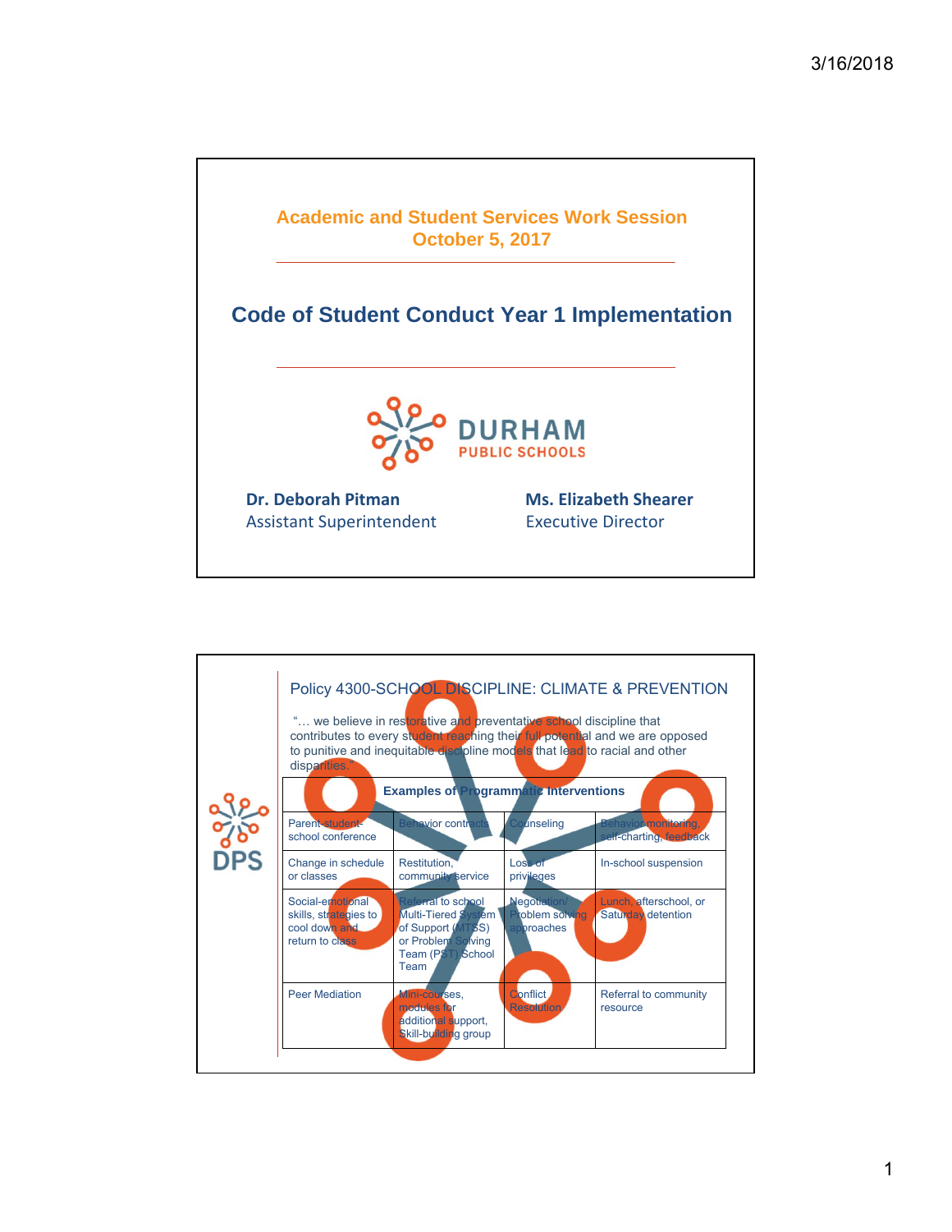## Academic and Student Services Work Session
## October 5, 2017

# Code of Student Conduct Year 1 Implementation

DURHAM PUBLIC SCHOOLS

**Dr. Deborah Pitman**
Assistant Superintendent

**Ms. Elizabeth Shearer**
Executive Director

---

## Policy 4300-SCHOOL DISCIPLINE: CLIMATE & PREVENTION

"… we believe in restorative and preventative school discipline that contributes to every student reaching their full potential and we are opposed to punitive and inequitable discipline models that lead to racial and other disparities."

| Examples of Programmatic Interventions | | | |
|---|---|---|---|
| Parent-student-school conference | Behavior contracts | Counseling | Behavior monitoring, self-charting, feedback |
| Change in schedule or classes | Restitution, community service | Loss of privileges | In-school suspension |
| Social-emotional skills, strategies to cool down and return to class | Referral to school Multi-Tiered System of Support (MTSS) or Problem Solving Team (PST) School Team | Negotiation/ Problem solving approaches | Lunch, afterschool, or Saturday detention |
| Peer Mediation | Mini-courses, modules for additional support, Skill-building group | Conflict Resolution | Referral to community resource |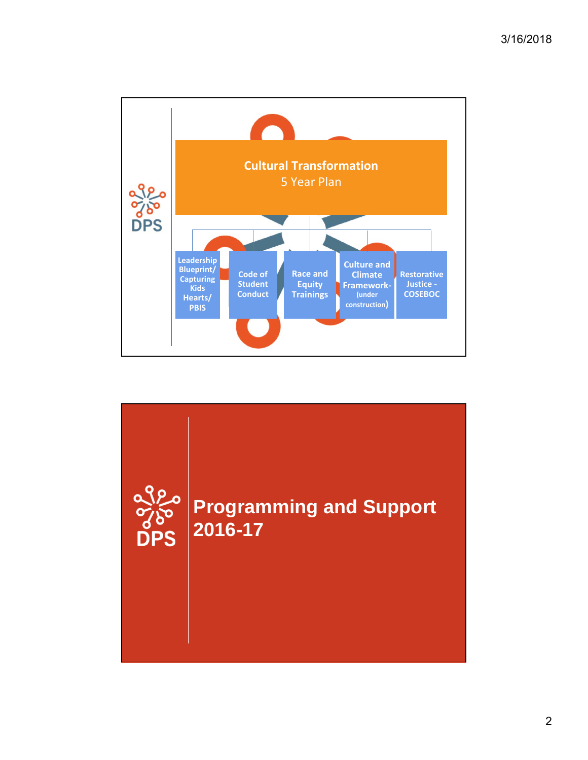## Cultural Transformation

5 Year Plan

- Leadership Blueprint/ Capturing Kids Hearts/ PBIS
- Code of Student Conduct
- Race and Equity Trainings
- Culture and Climate Framework- (under construction)
- Restorative Justice - COSEBOC

# Programming and Support 2016-17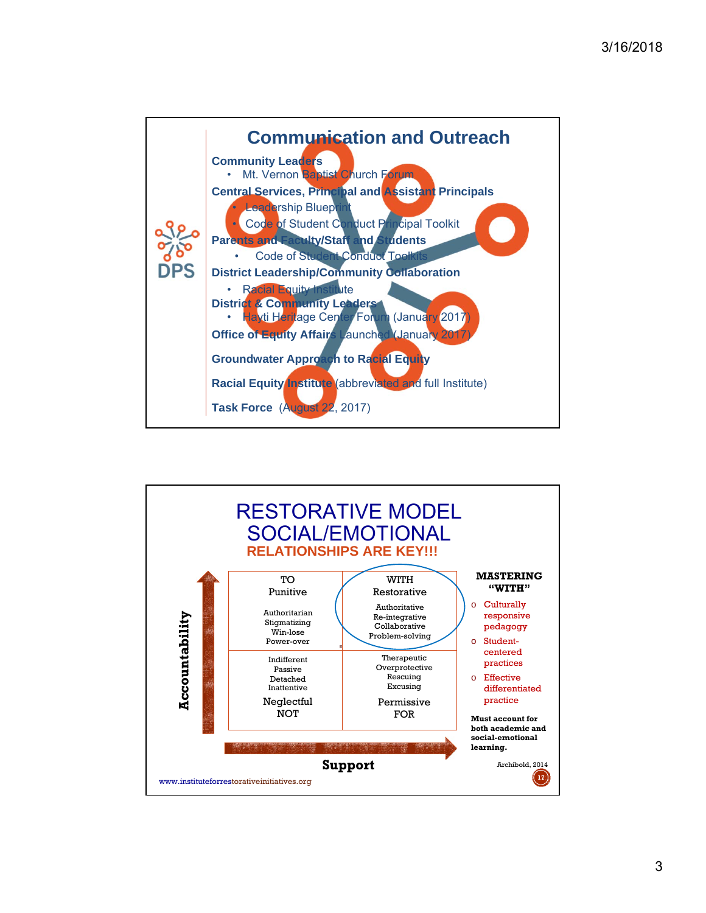## Communication and Outreach

**Community Leaders**
- Mt. Vernon Baptist Church Forum

**Central Services, Principal and Assistant Principals**
- Leadership Blueprint
- Code of Student Conduct Principal Toolkit

**Parents and Faculty/Staff and Students**
- Code of Student Conduct Toolkits

**District Leadership/Community Collaboration**
- Racial Equity Institute

**District & Community Leaders**
- Hayti Heritage Center Forum (January 2017)

**Office of Equity Affairs** Launched (January 2017)

**Groundwater Approach to Racial Equity**

**Racial Equity Institute** (abbreviated and full Institute)

**Task Force** (August 22, 2017)

## RESTORATIVE MODEL SOCIAL/EMOTIONAL

**RELATIONSHIPS ARE KEY!!!**

| Accountability ↑ | | |
|---|---|---|
| | TO<br>Punitive<br>Authoritarian<br>Stigmatizing<br>Win-lose<br>Power-over | WITH<br>Restorative<br>Authoritative<br>Re-integrative<br>Collaborative<br>Problem-solving |
| | Indifferent<br>Passive<br>Detached<br>Inattentive<br>Neglectful<br>NOT | Therapeutic<br>Overprotective<br>Rescuing<br>Excusing<br>Permissive<br>FOR |

Support →

**MASTERING "WITH"**
- Culturally responsive pedagogy
- Student-centered practices
- Effective differentiated practice

**Must account for both academic and social-emotional learning.**

Archibold, 2014

www.instituteforrestorativeinitiatives.org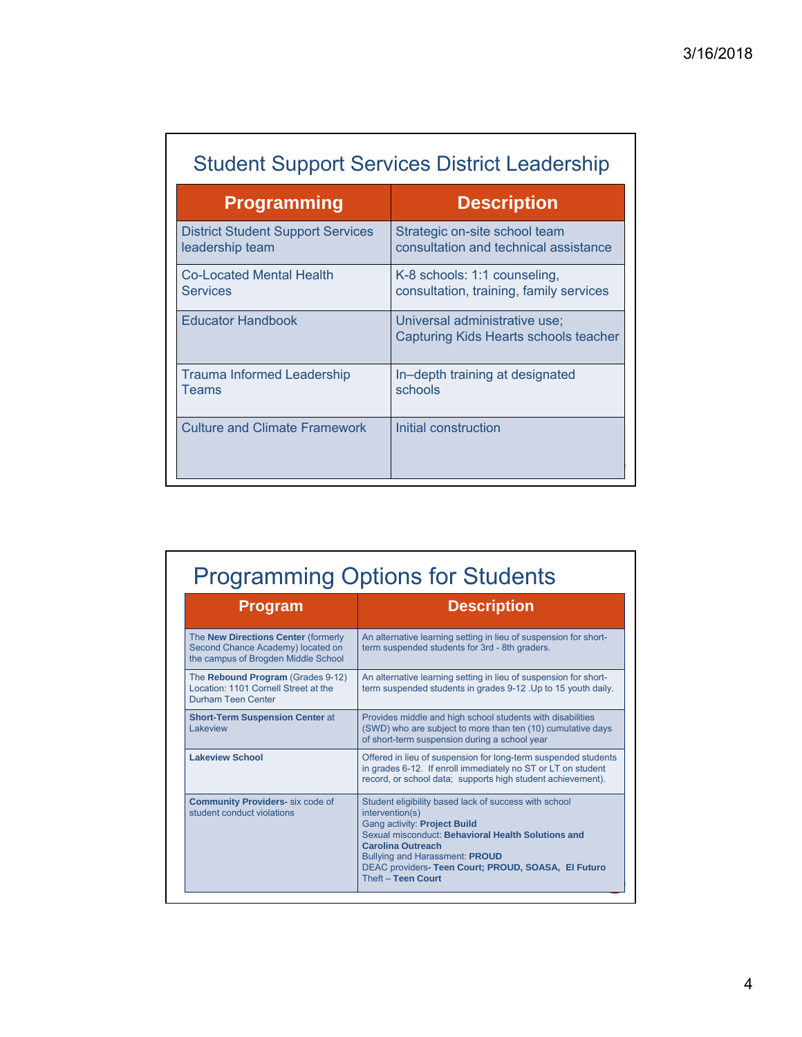## Student Support Services District Leadership

| Programming | Description |
|---|---|
| District Student Support Services leadership team | Strategic on-site school team consultation and technical assistance |
| Co-Located Mental Health Services | K-8 schools: 1:1 counseling, consultation, training, family services |
| Educator Handbook | Universal administrative use; Capturing Kids Hearts schools teacher |
| Trauma Informed Leadership Teams | In–depth training at designated schools |
| Culture and Climate Framework | Initial construction |

## Programming Options for Students

| Program | Description |
|---|---|
| The **New Directions Center** (formerly Second Chance Academy) located on the campus of Brogden Middle School | An alternative learning setting in lieu of suspension for short-term suspended students for 3rd - 8th graders. |
| The **Rebound Program** (Grades 9-12) Location: 1101 Cornell Street at the Durham Teen Center | An alternative learning setting in lieu of suspension for short-term suspended students in grades 9-12 .Up to 15 youth daily. |
| **Short-Term Suspension Center** at Lakeview | Provides middle and high school students with disabilities (SWD) who are subject to more than ten (10) cumulative days of short-term suspension during a school year |
| **Lakeview School** | Offered in lieu of suspension for long-term suspended students in grades 6-12. If enroll immediately no ST or LT on student record, or school data; supports high student achievement). |
| **Community Providers-** six code of student conduct violations | Student eligibility based lack of success with school intervention(s)<br>Gang activity: **Project Build**<br>Sexual misconduct: **Behavioral Health Solutions and Carolina Outreach**<br>Bullying and Harassment: **PROUD**<br>DEAC providers**- Teen Court; PROUD, SOASA, El Futuro**<br>Theft – **Teen Court** |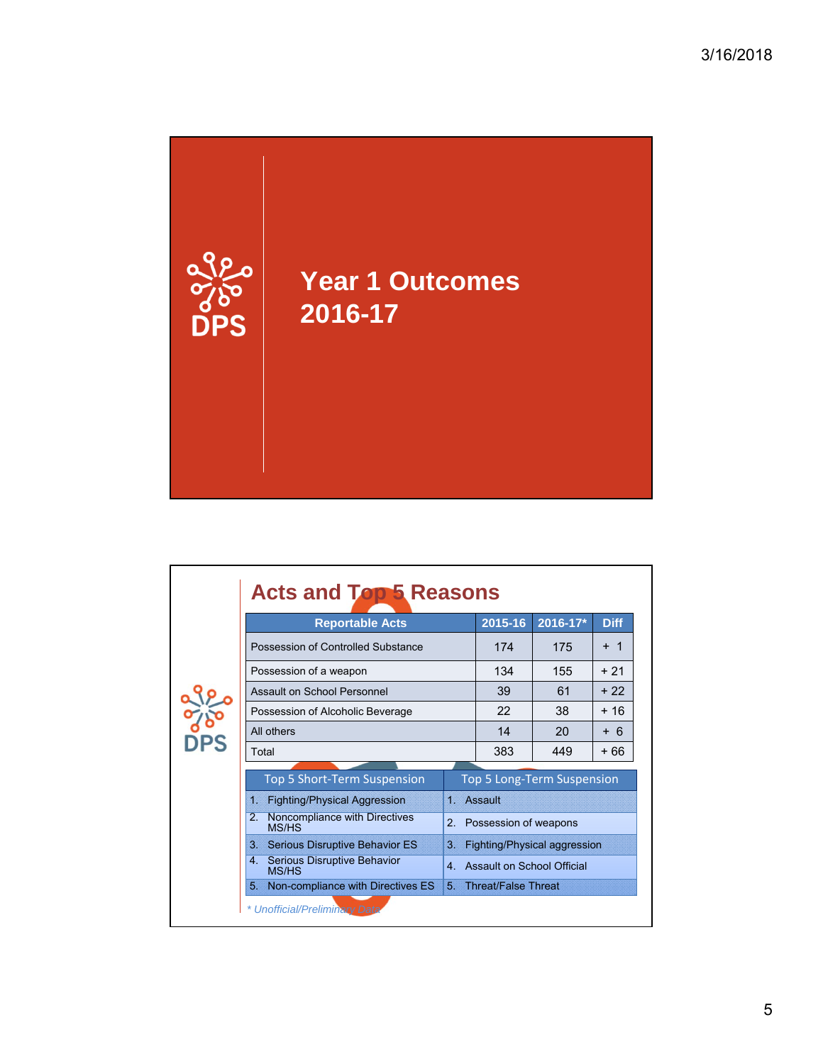# Year 1 Outcomes 2016-17

## Acts and Top 5 Reasons

| Reportable Acts | 2015-16 | 2016-17* | Diff |
|---|---|---|---|
| Possession of Controlled Substance | 174 | 175 | + 1 |
| Possession of a weapon | 134 | 155 | + 21 |
| Assault on School Personnel | 39 | 61 | + 22 |
| Possession of Alcoholic Beverage | 22 | 38 | + 16 |
| All others | 14 | 20 | + 6 |
| Total | 383 | 449 | + 66 |

| Top 5 Short-Term Suspension | Top 5 Long-Term Suspension |
|---|---|
| 1. Fighting/Physical Aggression | 1. Assault |
| 2. Noncompliance with Directives MS/HS | 2. Possession of weapons |
| 3. Serious Disruptive Behavior ES | 3. Fighting/Physical aggression |
| 4. Serious Disruptive Behavior MS/HS | 4. Assault on School Official |
| 5. Non-compliance with Directives ES | 5. Threat/False Threat |

*\* Unofficial/Preliminary Data*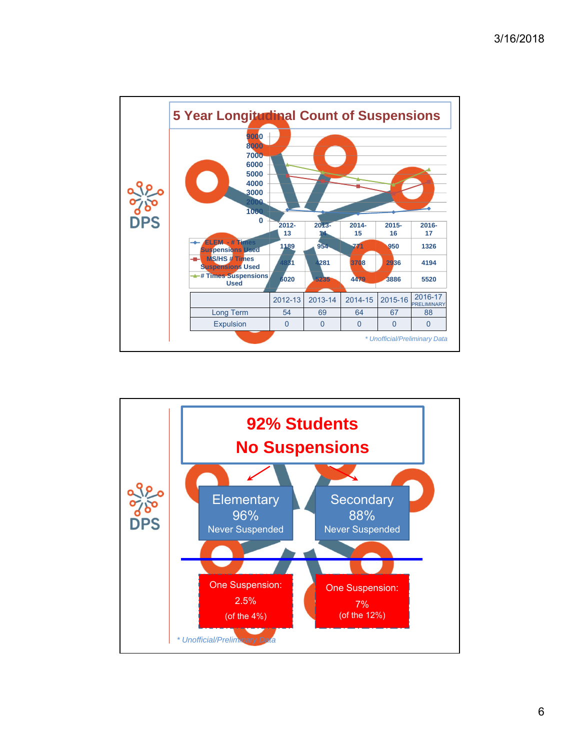## 5 Year Longitudinal Count of Suspensions

| | 2012-13 | 2013-14 | 2014-15 | 2015-16 | 2016-17 |
|---|---|---|---|---|---|
| ELEM - # Times Suspensions Used | 1189 | 954 | 771 | 950 | 1326 |
| MS/HS # Times Suspensions Used | 4831 | 4281 | 3708 | 2936 | 4194 |
| # Times Suspensions Used | 6020 | 5235 | 4479 | 3886 | 5520 |

| | 2012-13 | 2013-14 | 2014-15 | 2015-16 | 2016-17 PRELIMINARY |
|---|---|---|---|---|---|
| Long Term | 54 | 69 | 64 | 67 | 88 |
| Expulsion | 0 | 0 | 0 | 0 | 0 |

*\* Unofficial/Preliminary Data*

## 92% Students No Suspensions

**Elementary**
96%
Never Suspended

**Secondary**
88%
Never Suspended

One Suspension:
2.5%
(of the 4%)

One Suspension:
7%
(of the 12%)

*\* Unofficial/Preliminary Data*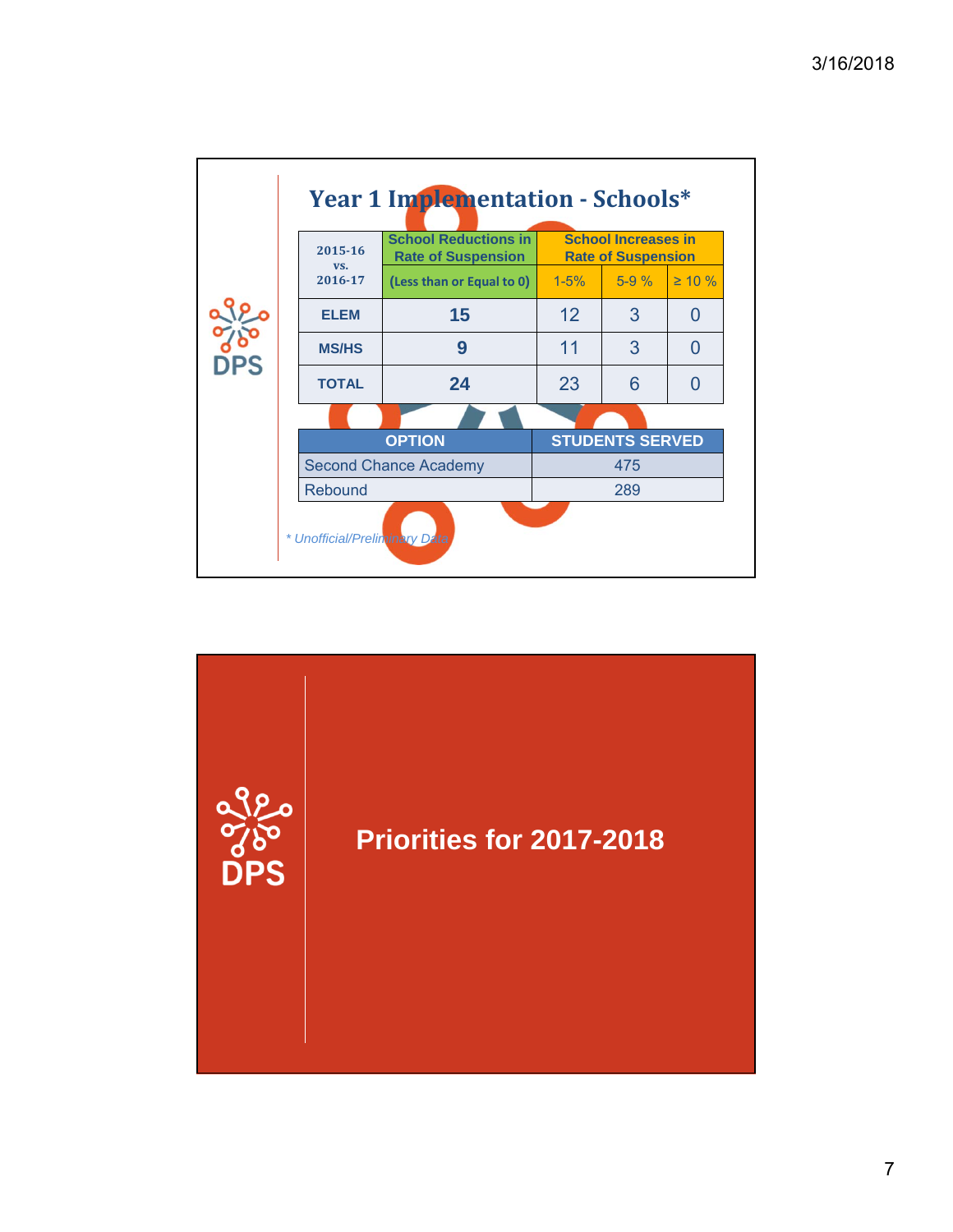## Year 1 Implementation - Schools*

| 2015-16 vs. 2016-17 | School Reductions in Rate of Suspension | School Increases in Rate of Suspension | | |
|---|---|---|---|---|
| | (Less than or Equal to 0) | 1-5% | 5-9 % | ≥ 10 % |
| ELEM | 15 | 12 | 3 | 0 |
| MS/HS | 9 | 11 | 3 | 0 |
| TOTAL | 24 | 23 | 6 | 0 |

| OPTION | STUDENTS SERVED |
|---|---|
| Second Chance Academy | 475 |
| Rebound | 289 |

*\* Unofficial/Preliminary Data*

## Priorities for 2017-2018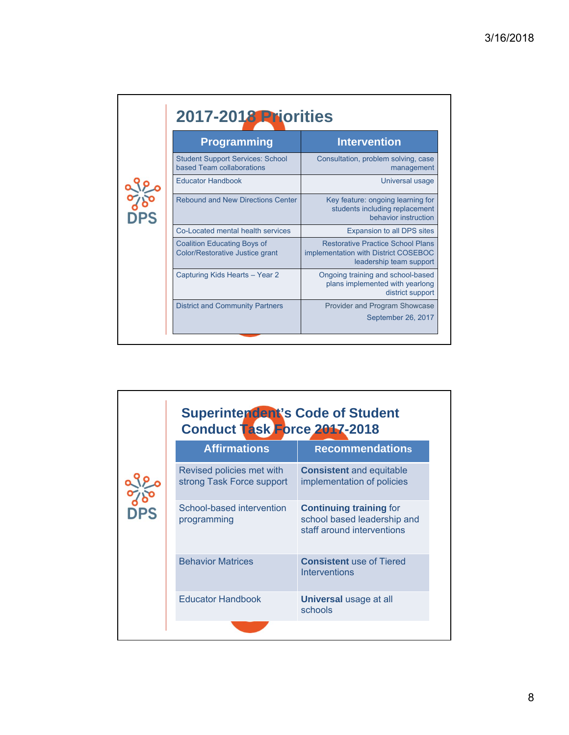## 2017-2018 Priorities

| Programming | Intervention |
|---|---|
| Student Support Services: School based Team collaborations | Consultation, problem solving, case management |
| Educator Handbook | Universal usage |
| Rebound and New Directions Center | Key feature: ongoing learning for students including replacement behavior instruction |
| Co-Located mental health services | Expansion to all DPS sites |
| Coalition Educating Boys of Color/Restorative Justice grant | Restorative Practice School Plans implementation with District COSEBOC leadership team support |
| Capturing Kids Hearts – Year 2 | Ongoing training and school-based plans implemented with yearlong district support |
| District and Community Partners | Provider and Program Showcase September 26, 2017 |

## Superintendent's Code of Student Conduct Task Force 2017-2018

| Affirmations | Recommendations |
|---|---|
| Revised policies met with strong Task Force support | **Consistent** and equitable implementation of policies |
| School-based intervention programming | **Continuing training** for school based leadership and staff around interventions |
| Behavior Matrices | **Consistent** use of Tiered Interventions |
| Educator Handbook | **Universal** usage at all schools |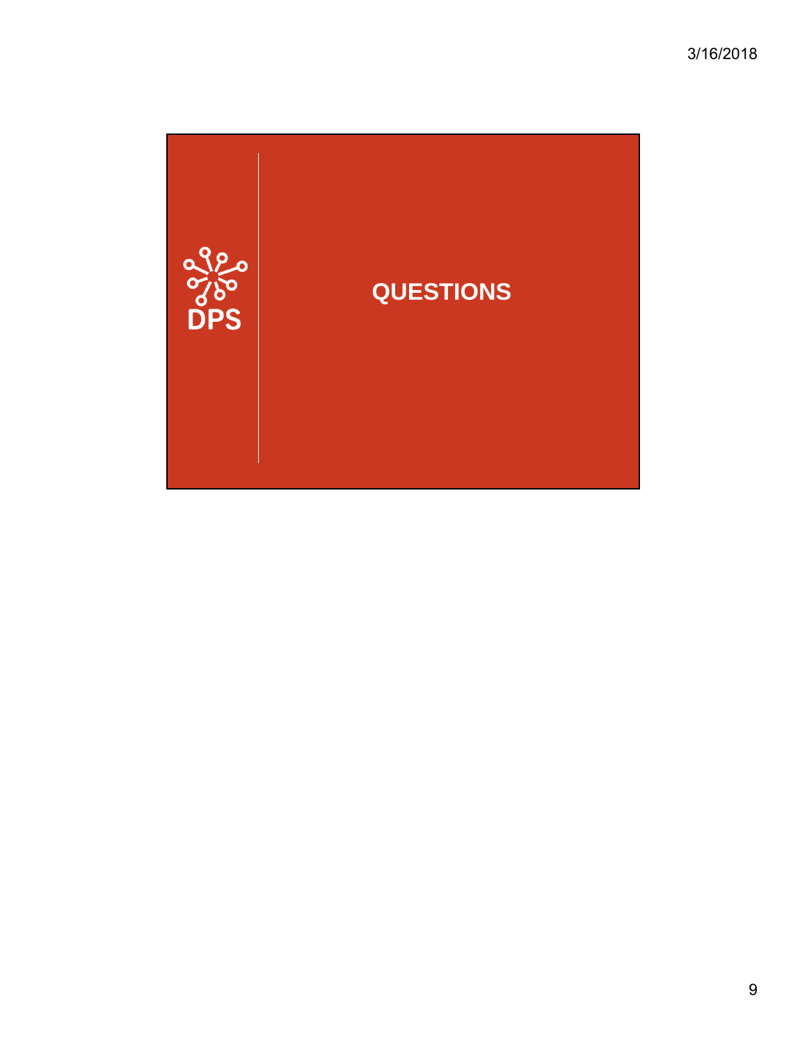DPS

# QUESTIONS